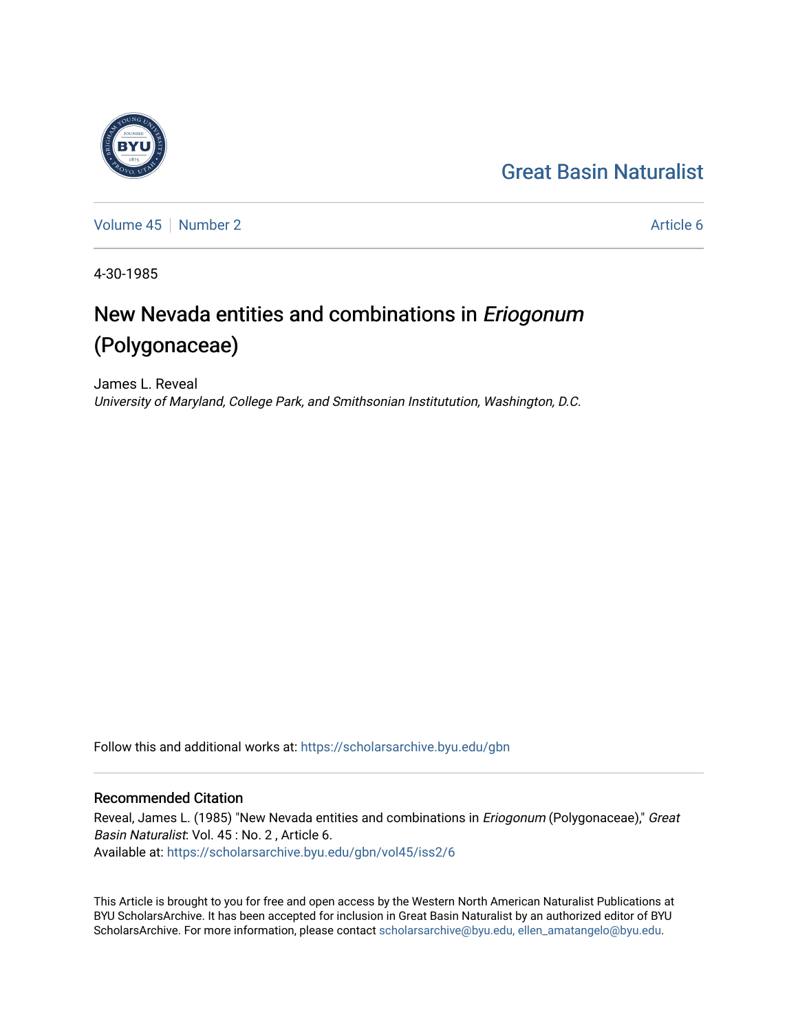Great Basin Naturalist

Volume 45 | Number 2 | Article 6

4-30-1985

# New Nevada entities and combinations in *Eriogonum* (Polygonaceae)

James L. Reveal
*University of Maryland, College Park, and Smithsonian Institutution, Washington, D.C.*

Follow this and additional works at: https://scholarsarchive.byu.edu/gbn

## Recommended Citation

Reveal, James L. (1985) "New Nevada entities and combinations in *Eriogonum* (Polygonaceae)," *Great Basin Naturalist*: Vol. 45 : No. 2 , Article 6.
Available at: https://scholarsarchive.byu.edu/gbn/vol45/iss2/6

This Article is brought to you for free and open access by the Western North American Naturalist Publications at BYU ScholarsArchive. It has been accepted for inclusion in Great Basin Naturalist by an authorized editor of BYU ScholarsArchive. For more information, please contact scholarsarchive@byu.edu, ellen_amatangelo@byu.edu.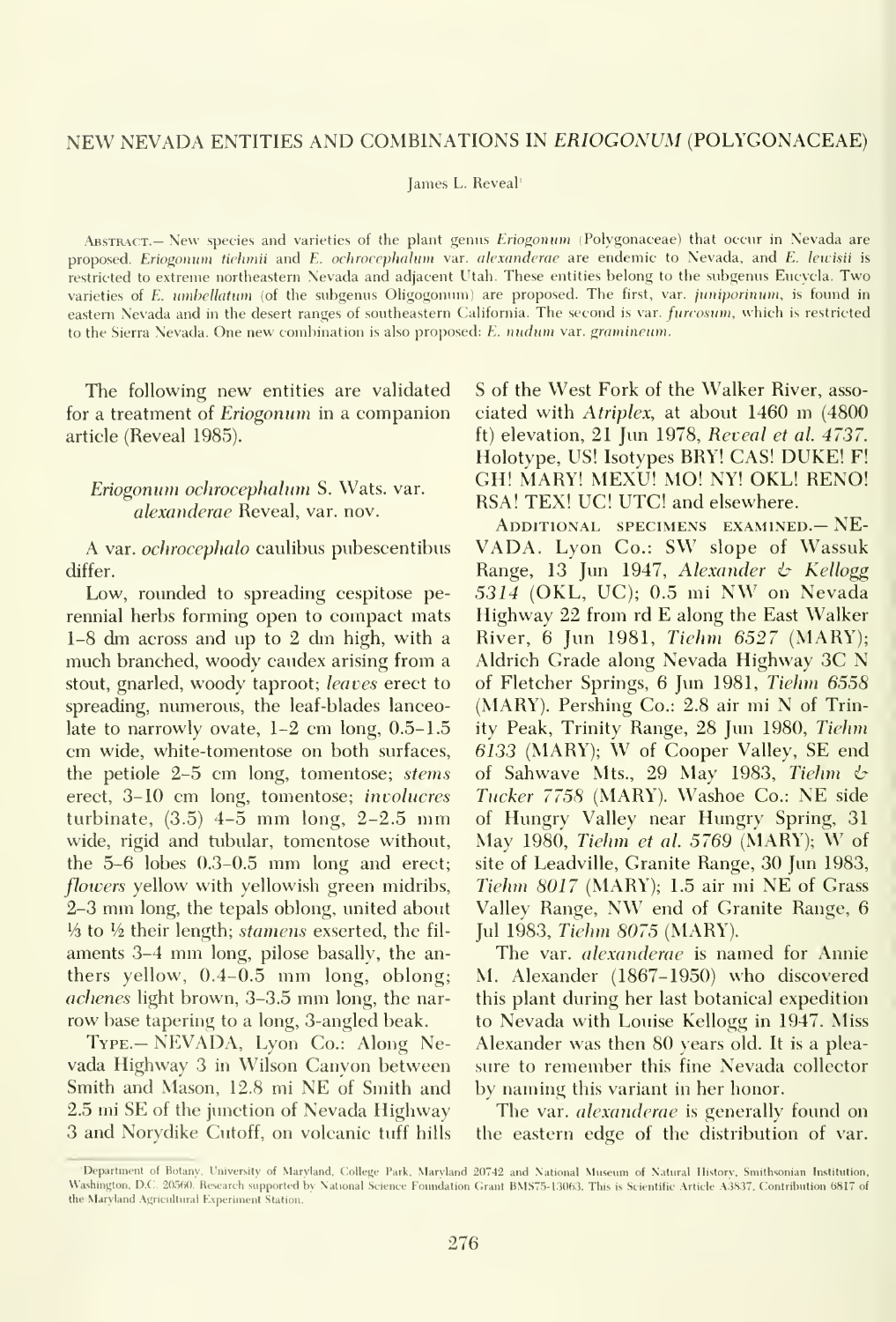# NEW NEVADA ENTITIES AND COMBINATIONS IN *ERIOGONUM* (POLYGONACEAE)

James L. Reveal[1]

Abstract.— New species and varieties of the plant genus *Eriogonum* (Polygonaceae) that occur in Nevada are proposed. *Eriogonum tiehmii* and *E. ochrocephalum* var. *alexanderae* are endemic to Nevada, and *E. lewisii* is restricted to extreme northeastern Nevada and adjacent Utah. These entities belong to the subgenus Eucycla. Two varieties of *E. umbellatum* (of the subgenus Oligogonum) are proposed. The first, var. *juniporinum*, is found in eastern Nevada and in the desert ranges of southeastern California. The second is var. *furcosum*, which is restricted to the Sierra Nevada. One new combination is also proposed: *E. nudum* var. *gramineum*.

The following new entities are validated for a treatment of *Eriogonum* in a companion article (Reveal 1985).

### *Eriogonum ochrocephalum* S. Wats. var. *alexanderae* Reveal, var. nov.

A var. *ochrocephalo* caulibus pubescentibus differ.

Low, rounded to spreading cespitose perennial herbs forming open to compact mats 1–8 dm across and up to 2 dm high, with a much branched, woody caudex arising from a stout, gnarled, woody taproot; *leaves* erect to spreading, numerous, the leaf-blades lanceolate to narrowly ovate, 1–2 cm long, 0.5–1.5 cm wide, white-tomentose on both surfaces, the petiole 2–5 cm long, tomentose; *stems* erect, 3–10 cm long, tomentose; *involucres* turbinate, (3.5) 4–5 mm long, 2–2.5 mm wide, rigid and tubular, tomentose without, the 5–6 lobes 0.3–0.5 mm long and erect; *flowers* yellow with yellowish green midribs, 2–3 mm long, the tepals oblong, united about ⅓ to ½ their length; *stamens* exserted, the filaments 3–4 mm long, pilose basally, the anthers yellow, 0.4–0.5 mm long, oblong; *achenes* light brown, 3–3.5 mm long, the narrow base tapering to a long, 3-angled beak.

Type.— NEVADA, Lyon Co.: Along Nevada Highway 3 in Wilson Canyon between Smith and Mason, 12.8 mi NE of Smith and 2.5 mi SE of the junction of Nevada Highway 3 and Norydike Cutoff, on volcanic tuff hills S of the West Fork of the Walker River, associated with *Atriplex*, at about 1460 m (4800 ft) elevation, 21 Jun 1978, *Reveal et al. 4737*. Holotype, US! Isotypes BRY! CAS! DUKE! F! GH! MARY! MEXU! MO! NY! OKL! RENO! RSA! TEX! UC! UTC! and elsewhere.

Additional specimens examined.— NEVADA. Lyon Co.: SW slope of Wassuk Range, 13 Jun 1947, *Alexander & Kellogg 5314* (OKL, UC); 0.5 mi NW on Nevada Highway 22 from rd E along the East Walker River, 6 Jun 1981, *Tiehm 6527* (MARY); Aldrich Grade along Nevada Highway 3C N of Fletcher Springs, 6 Jun 1981, *Tiehm 6558* (MARY). Pershing Co.: 2.8 air mi N of Trinity Peak, Trinity Range, 28 Jun 1980, *Tiehm 6133* (MARY); W of Cooper Valley, SE end of Sahwave Mts., 29 May 1983, *Tiehm & Tucker 7758* (MARY). Washoe Co.: NE side of Hungry Valley near Hungry Spring, 31 May 1980, *Tiehm et al. 5769* (MARY); W of site of Leadville, Granite Range, 30 Jun 1983, *Tiehm 8017* (MARY); 1.5 air mi NE of Grass Valley Range, NW end of Granite Range, 6 Jul 1983, *Tiehm 8075* (MARY).

The var. *alexanderae* is named for Annie M. Alexander (1867–1950) who discovered this plant during her last botanical expedition to Nevada with Louise Kellogg in 1947. Miss Alexander was then 80 years old. It is a pleasure to remember this fine Nevada collector by naming this variant in her honor.

The var. *alexanderae* is generally found on the eastern edge of the distribution of var.

[1] Department of Botany, University of Maryland, College Park, Maryland 20742 and National Museum of Natural History, Smithsonian Institution, Washington, D.C. 20560. Research supported by National Science Foundation Grant BMS75-13063. This is Scientific Article A3837, Contribution 6817 of the Maryland Agricultural Experiment Station.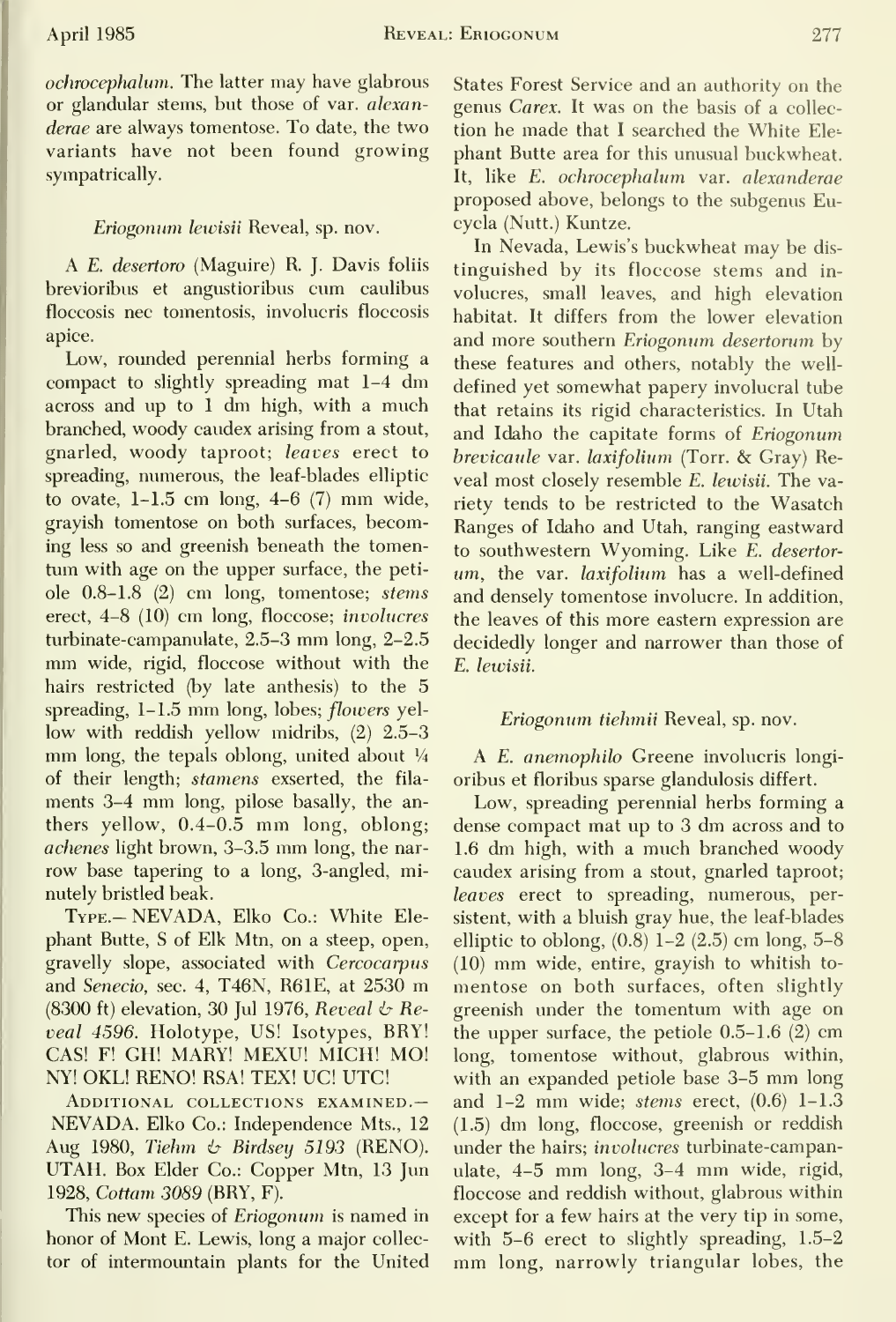*ochrocephalum*. The latter may have glabrous or glandular stems, but those of var. *alexanderae* are always tomentose. To date, the two variants have not been found growing sympatrically.

### *Eriogonum lewisii* Reveal, sp. nov.

A *E. desertoro* (Maguire) R. J. Davis foliis brevioribus et angustioribus cum caulibus floccosis nec tomentosis, involucris floccosis apice.

Low, rounded perennial herbs forming a compact to slightly spreading mat 1–4 dm across and up to 1 dm high, with a much branched, woody caudex arising from a stout, gnarled, woody taproot; *leaves* erect to spreading, numerous, the leaf-blades elliptic to ovate, 1–1.5 cm long, 4–6 (7) mm wide, grayish tomentose on both surfaces, becoming less so and greenish beneath the tomentum with age on the upper surface, the petiole 0.8–1.8 (2) cm long, tomentose; *stems* erect, 4–8 (10) cm long, floccose; *involucres* turbinate-campanulate, 2.5–3 mm long, 2–2.5 mm wide, rigid, floccose without with the hairs restricted (by late anthesis) to the 5 spreading, 1–1.5 mm long, lobes; *flowers* yellow with reddish yellow midribs, (2) 2.5–3 mm long, the tepals oblong, united about ¼ of their length; *stamens* exserted, the filaments 3–4 mm long, pilose basally, the anthers yellow, 0.4–0.5 mm long, oblong; *achenes* light brown, 3–3.5 mm long, the narrow base tapering to a long, 3-angled, minutely bristled beak.

Type.— NEVADA, Elko Co.: White Elephant Butte, S of Elk Mtn, on a steep, open, gravelly slope, associated with *Cercocarpus* and *Senecio*, sec. 4, T46N, R61E, at 2530 m (8300 ft) elevation, 30 Jul 1976, *Reveal & Reveal 4596*. Holotype, US! Isotypes, BRY! CAS! F! GH! MARY! MEXU! MICH! MO! NY! OKL! RENO! RSA! TEX! UC! UTC!

Additional collections examined.— NEVADA. Elko Co.: Independence Mts., 12 Aug 1980, *Tiehm & Birdsey 5193* (RENO). UTAH. Box Elder Co.: Copper Mtn, 13 Jun 1928, *Cottam 3089* (BRY, F).

This new species of *Eriogonum* is named in honor of Mont E. Lewis, long a major collector of intermountain plants for the United States Forest Service and an authority on the genus *Carex*. It was on the basis of a collection he made that I searched the White Elephant Butte area for this unusual buckwheat. It, like *E. ochrocephalum* var. *alexanderae* proposed above, belongs to the subgenus Eucycla (Nutt.) Kuntze.

In Nevada, Lewis's buckwheat may be distinguished by its floccose stems and involucres, small leaves, and high elevation habitat. It differs from the lower elevation and more southern *Eriogonum desertorum* by these features and others, notably the well-defined yet somewhat papery involucral tube that retains its rigid characteristics. In Utah and Idaho the capitate forms of *Eriogonum brevicaule* var. *laxifolium* (Torr. & Gray) Reveal most closely resemble *E. lewisii*. The variety tends to be restricted to the Wasatch Ranges of Idaho and Utah, ranging eastward to southwestern Wyoming. Like *E. desertorum*, the var. *laxifolium* has a well-defined and densely tomentose involucre. In addition, the leaves of this more eastern expression are decidedly longer and narrower than those of *E. lewisii*.

### *Eriogonum tiehmii* Reveal, sp. nov.

A *E. anemophilo* Greene involucris longioribus et floribus sparse glandulosis differt.

Low, spreading perennial herbs forming a dense compact mat up to 3 dm across and to 1.6 dm high, with a much branched woody caudex arising from a stout, gnarled taproot; *leaves* erect to spreading, numerous, persistent, with a bluish gray hue, the leaf-blades elliptic to oblong, (0.8) 1–2 (2.5) cm long, 5–8 (10) mm wide, entire, grayish to whitish tomentose on both surfaces, often slightly greenish under the tomentum with age on the upper surface, the petiole 0.5–1.6 (2) cm long, tomentose without, glabrous within, with an expanded petiole base 3–5 mm long and 1–2 mm wide; *stems* erect, (0.6) 1–1.3 (1.5) dm long, floccose, greenish or reddish under the hairs; *involucres* turbinate-campanulate, 4–5 mm long, 3–4 mm wide, rigid, floccose and reddish without, glabrous within except for a few hairs at the very tip in some, with 5–6 erect to slightly spreading, 1.5–2 mm long, narrowly triangular lobes, the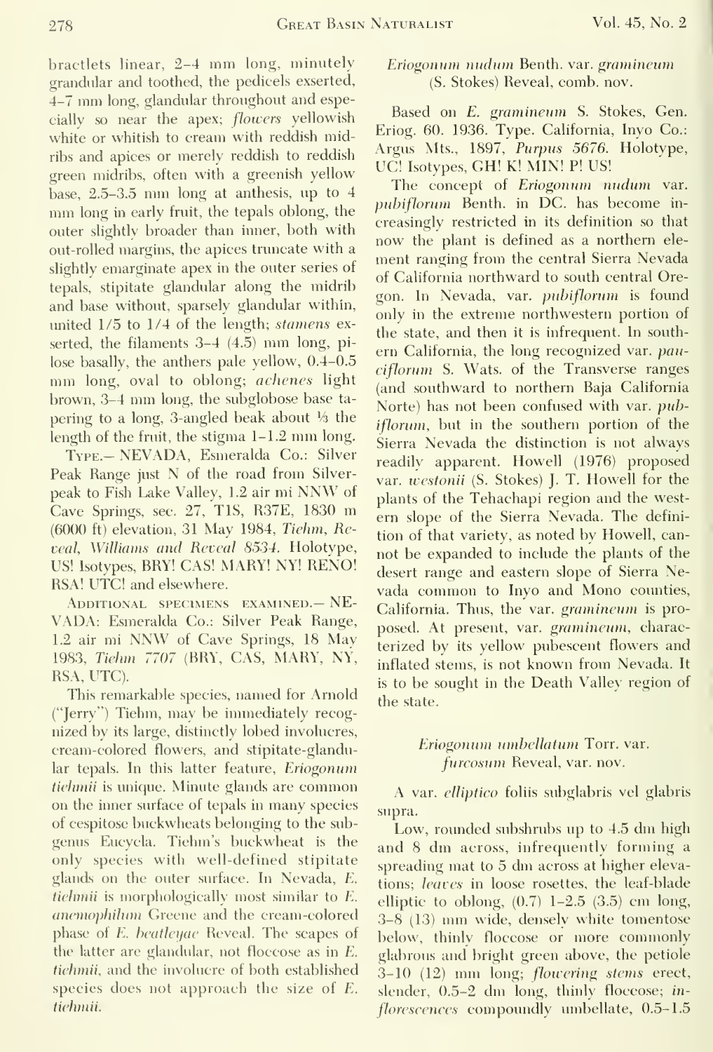bractlets linear, 2–4 mm long, minutely grandular and toothed, the pedicels exserted, 4–7 mm long, glandular throughout and especially so near the apex; *flowers* yellowish white or whitish to cream with reddish midribs and apices or merely reddish to reddish green midribs, often with a greenish yellow base, 2.5–3.5 mm long at anthesis, up to 4 mm long in early fruit, the tepals oblong, the outer slightly broader than inner, both with out-rolled margins, the apices truncate with a slightly emarginate apex in the outer series of tepals, stipitate glandular along the midrib and base without, sparsely glandular within, united 1/5 to 1/4 of the length; *stamens* exserted, the filaments 3–4 (4.5) mm long, pilose basally, the anthers pale yellow, 0.4–0.5 mm long, oval to oblong; *achenes* light brown, 3–4 mm long, the subglobose base tapering to a long, 3-angled beak about ⅓ the length of the fruit, the stigma 1–1.2 mm long.

Type.— NEVADA, Esmeralda Co.: Silver Peak Range just N of the road from Silverpeak to Fish Lake Valley, 1.2 air mi NNW of Cave Springs, sec. 27, T1S, R37E, 1830 m (6000 ft) elevation, 31 May 1984, *Tiehm, Reveal, Williams and Reveal 8534*. Holotype, US! Isotypes, BRY! CAS! MARY! NY! RENO! RSA! UTC! and elsewhere.

Additional specimens examined.— NEVADA: Esmeralda Co.: Silver Peak Range, 1.2 air mi NNW of Cave Springs, 18 May 1983, *Tiehm 7707* (BRY, CAS, MARY, NY, RSA, UTC).

This remarkable species, named for Arnold ("Jerry") Tiehm, may be immediately recognized by its large, distinctly lobed involucres, cream-colored flowers, and stipitate-glandular tepals. In this latter feature, *Eriogonum tiehmii* is unique. Minute glands are common on the inner surface of tepals in many species of cespitose buckwheats belonging to the subgenus Eucycla. Tiehm's buckwheat is the only species with well-defined stipitate glands on the outer surface. In Nevada, *E. tiehmii* is morphologically most similar to *E. anemophilum* Greene and the cream-colored phase of *E. beatleyae* Reveal. The scapes of the latter are glandular, not floccose as in *E. tiehmii*, and the involucre of both established species does not approach the size of *E. tiehmii*.

### *Eriogonum nudum* Benth. var. *gramineum* (S. Stokes) Reveal, comb. nov.

Based on *E. gramineum* S. Stokes, Gen. Eriog. 60. 1936. Type. California, Inyo Co.: Argus Mts., 1897, *Purpus 5676*. Holotype, UC! Isotypes, GH! K! MIN! P! US!

The concept of *Eriogonum nudum* var. *pubiflorum* Benth. in DC. has become increasingly restricted in its definition so that now the plant is defined as a northern element ranging from the central Sierra Nevada of California northward to south central Oregon. In Nevada, var. *pubiflorum* is found only in the extreme northwestern portion of the state, and then it is infrequent. In southern California, the long recognized var. *pauciflorum* S. Wats. of the Transverse ranges (and southward to northern Baja California Norte) has not been confused with var. *pubiflorum*, but in the southern portion of the Sierra Nevada the distinction is not always readily apparent. Howell (1976) proposed var. *westonii* (S. Stokes) J. T. Howell for the plants of the Tehachapi region and the western slope of the Sierra Nevada. The definition of that variety, as noted by Howell, cannot be expanded to include the plants of the desert range and eastern slope of Sierra Nevada common to Inyo and Mono counties, California. Thus, the var. *gramineum* is proposed. At present, var. *gramineum*, characterized by its yellow pubescent flowers and inflated stems, is not known from Nevada. It is to be sought in the Death Valley region of the state.

### *Eriogonum umbellatum* Torr. var. *furcosum* Reveal, var. nov.

A var. *elliptico* foliis subglabris vel glabris supra.

Low, rounded subshrubs up to 4.5 dm high and 8 dm across, infrequently forming a spreading mat to 5 dm across at higher elevations; *leaves* in loose rosettes, the leaf-blade elliptic to oblong, (0.7) 1–2.5 (3.5) cm long, 3–8 (13) mm wide, densely white tomentose below, thinly floccose or more commonly glabrous and bright green above, the petiole 3–10 (12) mm long; *flowering stems* erect, slender, 0.5–2 dm long, thinly floccose; *inflorescences* compoundly umbellate, 0.5–1.5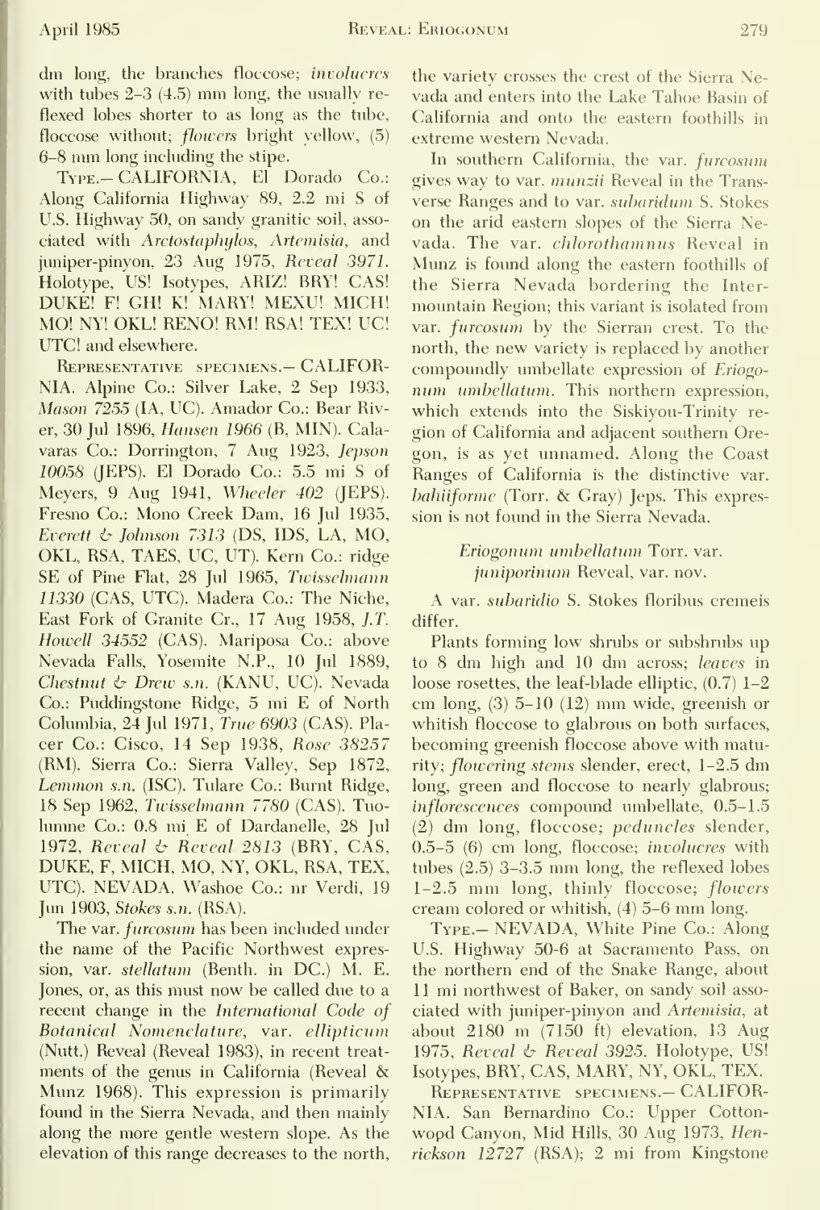dm long, the branches floccose; *involucres* with tubes 2–3 (4.5) mm long, the usually reflexed lobes shorter to as long as the tube, floccose without; *flowers* bright yellow, (5) 6–8 mm long including the stipe.

TYPE.— CALIFORNIA, El Dorado Co.: Along California Highway 89, 2.2 mi S of U.S. Highway 50, on sandy granitic soil, associated with *Arctostaphylos*, *Artemisia*, and juniper-pinyon, 23 Aug 1975, *Reveal 3971*. Holotype, US! Isotypes, ARIZ! BRY! CAS! DUKE! F! GH! K! MARY! MEXU! MICH! MO! NY! OKL! RENO! RM! RSA! TEX! UC! UTC! and elsewhere.

REPRESENTATIVE SPECIMENS.— CALIFORNIA. Alpine Co.: Silver Lake, 2 Sep 1933, *Mason 7255* (IA, UC). Amador Co.: Bear River, 30 Jul 1896, *Hansen 1966* (B, MIN). Calaveras Co.: Dorrington, 7 Aug 1923, *Jepson 10058* (JEPS). El Dorado Co.: 5.5 mi S of Meyers, 9 Aug 1941, *Wheeler 402* (JEPS). Fresno Co.: Mono Creek Dam, 16 Jul 1935, *Everett & Johnson 7313* (DS, IDS, LA, MO, OKL, RSA, TAES, UC, UT). Kern Co.: ridge SE of Pine Flat, 28 Jul 1965, *Twisselmann 11330* (CAS, UTC). Madera Co.: The Niche, East Fork of Granite Cr., 17 Aug 1958, *J.T. Howell 34552* (CAS). Mariposa Co.: above Nevada Falls, Yosemite N.P., 10 Jul 1889, *Chestnut & Drew s.n.* (KANU, UC). Nevada Co.: Puddingstone Ridge, 5 mi E of North Columbia, 24 Jul 1971, *True 6903* (CAS). Placer Co.: Cisco, 14 Sep 1938, *Rose 38257* (RM). Sierra Co.: Sierra Valley, Sep 1872, *Lemmon s.n.* (ISC). Tulare Co.: Burnt Ridge, 18 Sep 1962, *Twisselmann 7780* (CAS). Tuolumne Co.: 0.8 mi E of Dardanelle, 28 Jul 1972, *Reveal & Reveal 2813* (BRY, CAS, DUKE, F, MICH, MO, NY, OKL, RSA, TEX, UTC). NEVADA. Washoe Co.: nr Verdi, 19 Jun 1903, *Stokes s.n.* (RSA).

The var. *furcosum* has been included under the name of the Pacific Northwest expression, var. *stellatum* (Benth. in DC.) M. E. Jones, or, as this must now be called due to a recent change in the *International Code of Botanical Nomenclature*, var. *ellipticum* (Nutt.) Reveal (Reveal 1983), in recent treatments of the genus in California (Reveal & Munz 1968). This expression is primarily found in the Sierra Nevada, and then mainly along the more gentle western slope. As the elevation of this range decreases to the north, the variety crosses the crest of the Sierra Nevada and enters into the Lake Tahoe Basin of California and onto the eastern foothills in extreme western Nevada.

In southern California, the var. *furcosum* gives way to var. *munzii* Reveal in the Transverse Ranges and to var. *subaridum* S. Stokes on the arid eastern slopes of the Sierra Nevada. The var. *chlorothamnus* Reveal in Munz is found along the eastern foothills of the Sierra Nevada bordering the Intermountain Region; this variant is isolated from var. *furcosum* by the Sierran crest. To the north, the new variety is replaced by another compoundly umbellate expression of *Eriogonum umbellatum*. This northern expression, which extends into the Siskiyou-Trinity region of California and adjacent southern Oregon, is as yet unnamed. Along the Coast Ranges of California is the distinctive var. *bahiiforme* (Torr. & Gray) Jeps. This expression is not found in the Sierra Nevada.

### *Eriogonum umbellatum* Torr. var. *juniporinum* Reveal, var. nov.

A var. *subaridio* S. Stokes floribus cremeis differ.

Plants forming low shrubs or subshrubs up to 8 dm high and 10 dm across; *leaves* in loose rosettes, the leaf-blade elliptic, (0.7) 1–2 cm long, (3) 5–10 (12) mm wide, greenish or whitish floccose to glabrous on both surfaces, becoming greenish floccose above with maturity; *flowering stems* slender, erect, 1–2.5 dm long, green and floccose to nearly glabrous; *inflorescences* compound umbellate, 0.5–1.5 (2) dm long, floccose; *peduncles* slender, 0.5–5 (6) cm long, floccose; *involucres* with tubes (2.5) 3–3.5 mm long, the reflexed lobes 1–2.5 mm long, thinly floccose; *flowers* cream colored or whitish, (4) 5–6 mm long.

TYPE.— NEVADA, White Pine Co.: Along U.S. Highway 50-6 at Sacramento Pass, on the northern end of the Snake Range, about 11 mi northwest of Baker, on sandy soil associated with juniper-pinyon and *Artemisia*, at about 2180 m (7150 ft) elevation, 13 Aug 1975, *Reveal & Reveal 3925*. Holotype, US! Isotypes, BRY, CAS, MARY, NY, OKL, TEX.

REPRESENTATIVE SPECIMENS.— CALIFORNIA. San Bernardino Co.: Upper Cottonwood Canyon, Mid Hills, 30 Aug 1973, *Henrickson 12727* (RSA); 2 mi from Kingstone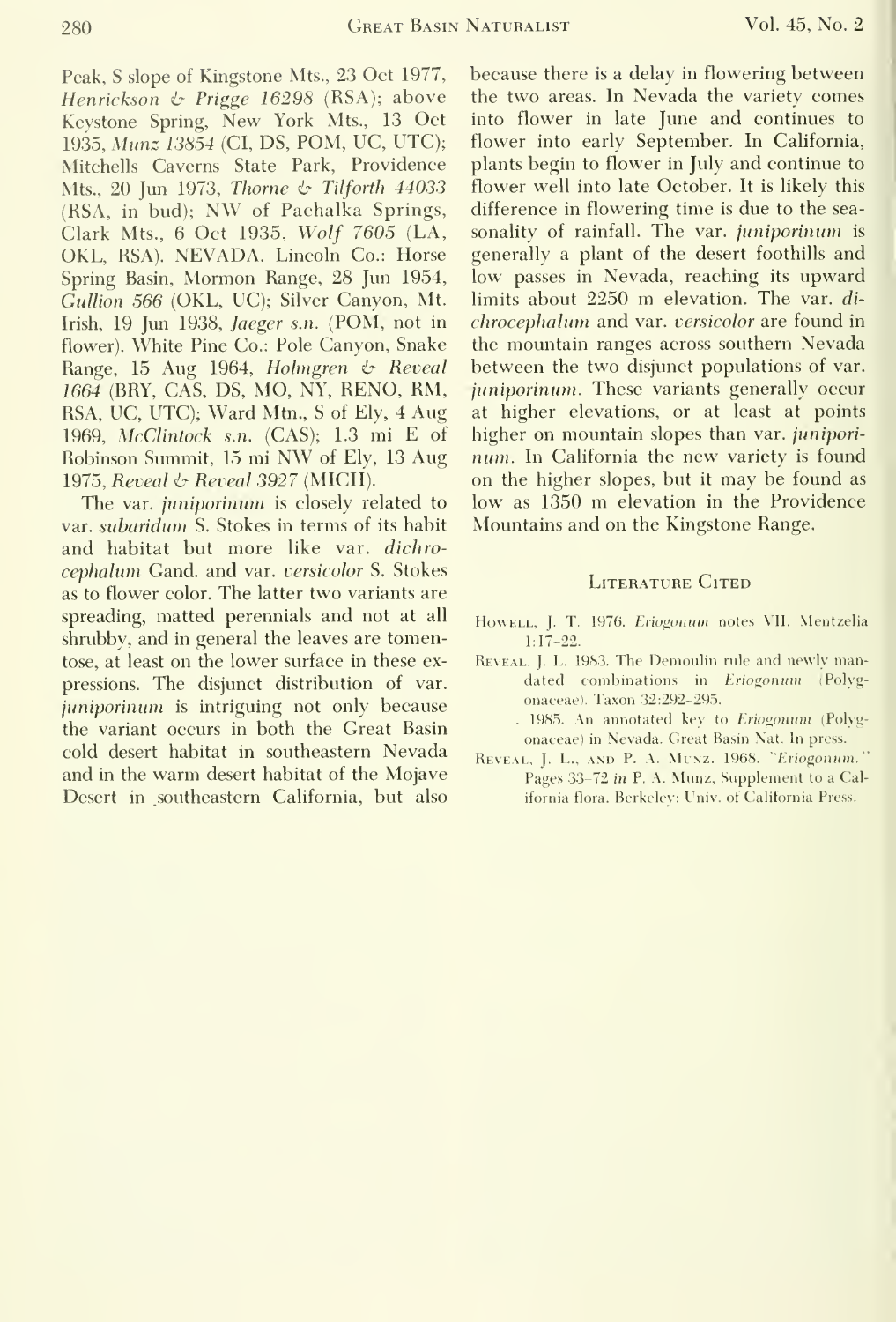Peak, S slope of Kingstone Mts., 23 Oct 1977, *Henrickson & Prigge 16298* (RSA); above Keystone Spring, New York Mts., 13 Oct 1935, *Munz 13854* (CI, DS, POM, UC, UTC); Mitchells Caverns State Park, Providence Mts., 20 Jun 1973, *Thorne & Tilforth 44033* (RSA, in bud); NW of Pachalka Springs, Clark Mts., 6 Oct 1935, *Wolf 7605* (LA, OKL, RSA). NEVADA. Lincoln Co.: Horse Spring Basin, Mormon Range, 28 Jun 1954, *Gullion 566* (OKL, UC); Silver Canyon, Mt. Irish, 19 Jun 1938, *Jaeger s.n.* (POM, not in flower). White Pine Co.: Pole Canyon, Snake Range, 15 Aug 1964, *Holmgren & Reveal 1664* (BRY, CAS, DS, MO, NY, RENO, RM, RSA, UC, UTC); Ward Mtn., S of Ely, 4 Aug 1969, *McClintock s.n.* (CAS); 1.3 mi E of Robinson Summit, 15 mi NW of Ely, 13 Aug 1975, *Reveal & Reveal 3927* (MICH).

The var. *juniporinum* is closely related to var. *subaridum* S. Stokes in terms of its habit and habitat but more like var. *dichrocephalum* Gand. and var. *versicolor* S. Stokes as to flower color. The latter two variants are spreading, matted perennials and not at all shrubby, and in general the leaves are tomentose, at least on the lower surface in these expressions. The disjunct distribution of var. *juniporinum* is intriguing not only because the variant occurs in both the Great Basin cold desert habitat in southeastern Nevada and in the warm desert habitat of the Mojave Desert in southeastern California, but also because there is a delay in flowering between the two areas. In Nevada the variety comes into flower in late June and continues to flower into early September. In California, plants begin to flower in July and continue to flower well into late October. It is likely this difference in flowering time is due to the seasonality of rainfall. The var. *juniporinum* is generally a plant of the desert foothills and low passes in Nevada, reaching its upward limits about 2250 m elevation. The var. *dichrocephalum* and var. *versicolor* are found in the mountain ranges across southern Nevada between the two disjunct populations of var. *juniporinum*. These variants generally occur at higher elevations, or at least at points higher on mountain slopes than var. *juniporinum*. In California the new variety is found on the higher slopes, but it may be found as low as 1350 m elevation in the Providence Mountains and on the Kingstone Range.

## Literature Cited

Howell, J. T. 1976. *Eriogonum* notes VII. Mentzelia 1:17–22.

Reveal, J. L. 1983. The Demoulin rule and newly mandated combinations in *Eriogonum* (Polygonaceae). Taxon 32:292–295.

———. 1985. An annotated key to *Eriogonum* (Polygonaceae) in Nevada. Great Basin Nat. In press.

Reveal, J. L., and P. A. Munz. 1968. "*Eriogonum*." Pages 33–72 *in* P. A. Munz, Supplement to a California flora. Berkeley: Univ. of California Press.